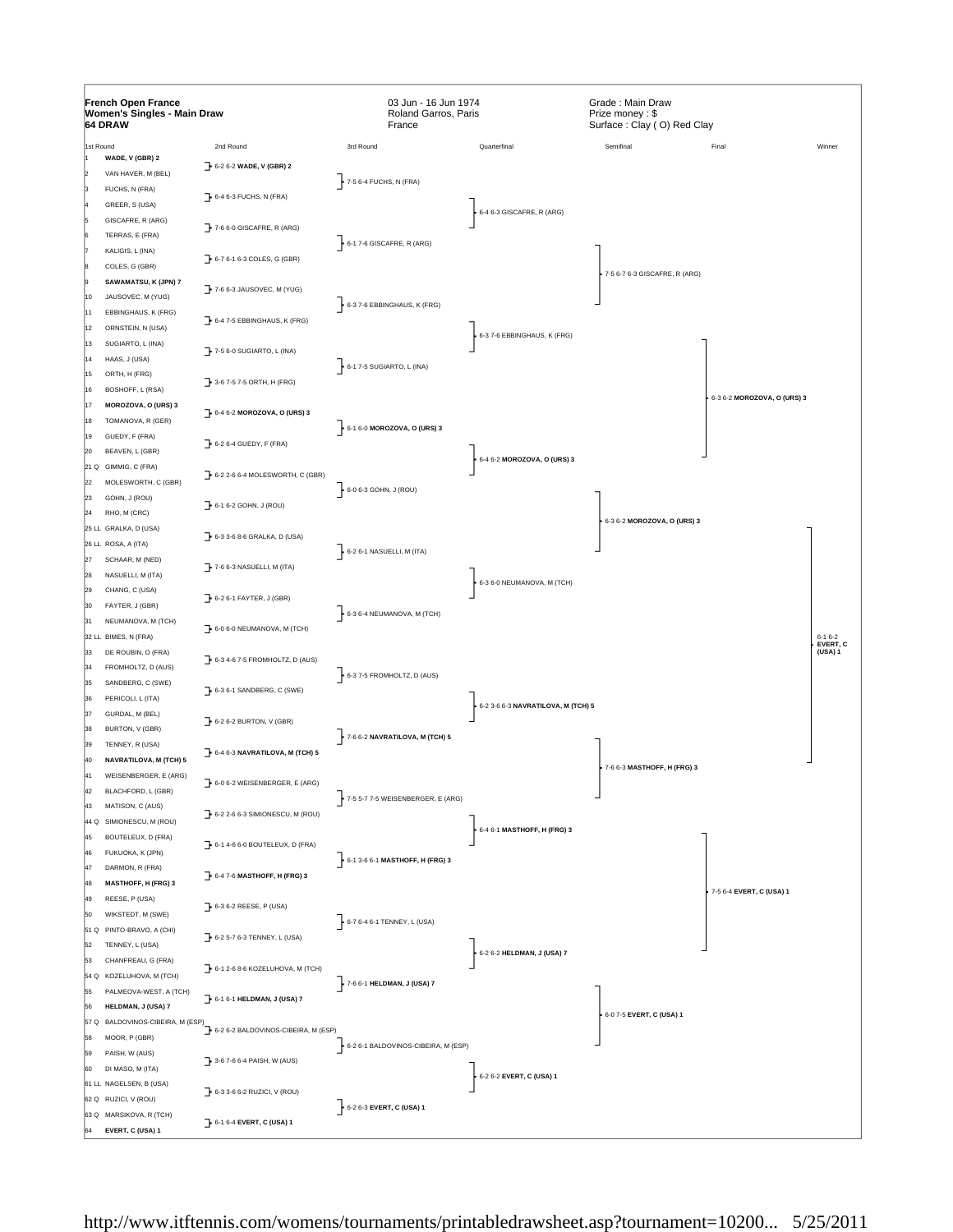**French Open France**
**Women's Singles - Main Draw**
**64 DRAW**

03 Jun - 16 Jun 1974
Roland Garros, Paris
France

Grade : Main Draw
Prize money : $
Surface : Clay ( O) Red Clay

| 1st Round | 2nd Round | 3rd Round | Quarterfinal | Semifinal | Final | Winner |
|---|---|---|---|---|---|---|
| 1 **WADE, V (GBR) 2** | 6-2 6-2 **WADE, V (GBR) 2** | 7-5 6-4 FUCHS, N (FRA) | 6-4 6-3 GISCAFRE, R (ARG) | 7-5 6-7 6-3 GISCAFRE, R (ARG) | 6-3 6-2 **MOROZOVA, O (URS) 3** | 6-1 6-2 **EVERT, C (USA) 1** |
| 2 VAN HAVER, M (BEL) | | | | | | |
| 3 FUCHS, N (FRA) | 6-4 6-3 FUCHS, N (FRA) | | | | | |
| 4 GREER, S (USA) | | | | | | |
| 5 GISCAFRE, R (ARG) | 7-6 6-0 GISCAFRE, R (ARG) | 6-1 7-6 GISCAFRE, R (ARG) | | | | |
| 6 TERRAS, E (FRA) | | | | | | |
| 7 KALIGIS, L (INA) | 6-7 6-1 6-3 COLES, G (GBR) | | | | | |
| 8 COLES, G (GBR) | | | | | | |
| 9 **SAWAMATSU, K (JPN) 7** | 7-6 6-3 JAUSOVEC, M (YUG) | 6-3 7-6 EBBINGHAUS, K (FRG) | 6-3 7-6 EBBINGHAUS, K (FRG) | | | |
| 10 JAUSOVEC, M (YUG) | | | | | | |
| 11 EBBINGHAUS, K (FRG) | 6-4 7-5 EBBINGHAUS, K (FRG) | | | | | |
| 12 ORNSTEIN, N (USA) | | | | | | |
| 13 SUGIARTO, L (INA) | 7-5 6-0 SUGIARTO, L (INA) | 6-1 7-5 SUGIARTO, L (INA) | | | | |
| 14 HAAS, J (USA) | | | | | | |
| 15 ORTH, H (FRG) | 3-6 7-5 7-5 ORTH, H (FRG) | | | | | |
| 16 BOSHOFF, L (RSA) | | | | | | |
| 17 **MOROZOVA, O (URS) 3** | 6-4 6-2 **MOROZOVA, O (URS) 3** | 6-1 6-0 **MOROZOVA, O (URS) 3** | 6-4 6-2 **MOROZOVA, O (URS) 3** | 6-3 6-2 **MOROZOVA, O (URS) 3** | | |
| 18 TOMANOVA, R (GER) | | | | | | |
| 19 GUEDY, F (FRA) | 6-2 6-4 GUEDY, F (FRA) | | | | | |
| 20 BEAVEN, L (GBR) | | | | | | |
| 21 Q GIMMIG, C (FRA) | 6-2 2-6 6-4 MOLESWORTH, C (GBR) | 6-0 6-3 GOHN, J (ROU) | | | | |
| 22 MOLESWORTH, C (GBR) | | | | | | |
| 23 GOHN, J (ROU) | 6-1 6-2 GOHN, J (ROU) | | | | | |
| 24 RHO, M (CRC) | | | | | | |
| 25 LL GRALKA, D (USA) | 6-3 3-6 8-6 GRALKA, D (USA) | 6-2 6-1 NASUELLI, M (ITA) | 6-3 6-0 NEUMANOVA, M (TCH) | | | |
| 26 LL ROSA, A (ITA) | | | | | | |
| 27 SCHAAR, M (NED) | 7-6 6-3 NASUELLI, M (ITA) | | | | | |
| 28 NASUELLI, M (ITA) | | | | | | |
| 29 CHANG, C (USA) | 6-2 6-1 FAYTER, J (GBR) | 6-3 6-4 NEUMANOVA, M (TCH) | | | | |
| 30 FAYTER, J (GBR) | | | | | | |
| 31 NEUMANOVA, M (TCH) | 6-0 6-0 NEUMANOVA, M (TCH) | | | | | |
| 32 LL BIMES, N (FRA) | | | | | | |
| 33 DE ROUBIN, O (FRA) | 6-3 4-6 7-5 FROMHOLTZ, D (AUS) | 6-3 7-5 FROMHOLTZ, D (AUS) | 6-2 3-6 6-3 **NAVRATILOVA, M (TCH) 5** | 7-6 6-3 **MASTHOFF, H (FRG) 3** | 7-5 6-4 **EVERT, C (USA) 1** | |
| 34 FROMHOLTZ, D (AUS) | | | | | | |
| 35 SANDBERG, C (SWE) | 6-3 6-1 SANDBERG, C (SWE) | | | | | |
| 36 PERICOLI, L (ITA) | | | | | | |
| 37 GURDAL, M (BEL) | 6-2 6-2 BURTON, V (GBR) | 7-6 6-2 **NAVRATILOVA, M (TCH) 5** | | | | |
| 38 BURTON, V (GBR) | | | | | | |
| 39 TENNEY, R (USA) | 6-4 6-3 **NAVRATILOVA, M (TCH) 5** | | | | | |
| 40 **NAVRATILOVA, M (TCH) 5** | | | | | | |
| 41 WEISENBERGER, E (ARG) | 6-0 6-2 WEISENBERGER, E (ARG) | 7-5 5-7 7-5 WEISENBERGER, E (ARG) | 6-4 6-1 **MASTHOFF, H (FRG) 3** | | | |
| 42 BLACHFORD, L (GBR) | | | | | | |
| 43 MATISON, C (AUS) | 6-2 2-6 6-3 SIMIONESCU, M (ROU) | | | | | |
| 44 Q SIMIONESCU, M (ROU) | | | | | | |
| 45 BOUTELEUX, D (FRA) | 6-1 4-6 6-0 BOUTELEUX, D (FRA) | 6-1 3-6 6-1 **MASTHOFF, H (FRG) 3** | | | | |
| 46 FUKUOKA, K (JPN) | | | | | | |
| 47 DARMON, R (FRA) | 6-4 7-6 **MASTHOFF, H (FRG) 3** | | | | | |
| 48 **MASTHOFF, H (FRG) 3** | | | | | | |
| 49 REESE, P (USA) | 6-3 6-2 REESE, P (USA) | 6-7 6-4 6-1 TENNEY, L (USA) | 6-2 6-2 **HELDMAN, J (USA) 7** | 6-0 7-5 **EVERT, C (USA) 1** | | |
| 50 WIKSTEDT, M (SWE) | | | | | | |
| 51 Q PINTO-BRAVO, A (CHI) | 6-2 5-7 6-3 TENNEY, L (USA) | | | | | |
| 52 TENNEY, L (USA) | | | | | | |
| 53 CHANFREAU, G (FRA) | 6-1 2-6 8-6 KOZELUHOVA, M (TCH) | 7-6 6-1 **HELDMAN, J (USA) 7** | | | | |
| 54 Q KOZELUHOVA, M (TCH) | | | | | | |
| 55 PALMEOVA-WEST, A (TCH) | 6-1 6-1 **HELDMAN, J (USA) 7** | | | | | |
| 56 **HELDMAN, J (USA) 7** | | | | | | |
| 57 Q BALDOVINOS-CIBEIRA, M (ESP) | 6-2 6-2 BALDOVINOS-CIBEIRA, M (ESP) | 6-2 6-1 BALDOVINOS-CIBEIRA, M (ESP) | 6-2 6-2 **EVERT, C (USA) 1** | | | |
| 58 MOOR, P (GBR) | | | | | | |
| 59 PAISH, W (AUS) | 3-6 7-6 6-4 PAISH, W (AUS) | | | | | |
| 60 DI MASO, M (ITA) | | | | | | |
| 61 LL NAGELSEN, B (USA) | 6-3 3-6 6-2 RUZICI, V (ROU) | 6-2 6-3 **EVERT, C (USA) 1** | | | | |
| 62 Q RUZICI, V (ROU) | | | | | | |
| 63 Q MARSIKOVA, R (TCH) | 6-1 6-4 **EVERT, C (USA) 1** | | | | | |
| 64 **EVERT, C (USA) 1** | | | | | | |

http://www.itftennis.com/womens/tournaments/printabledrawsheet.asp?tournament=10200... 5/25/2011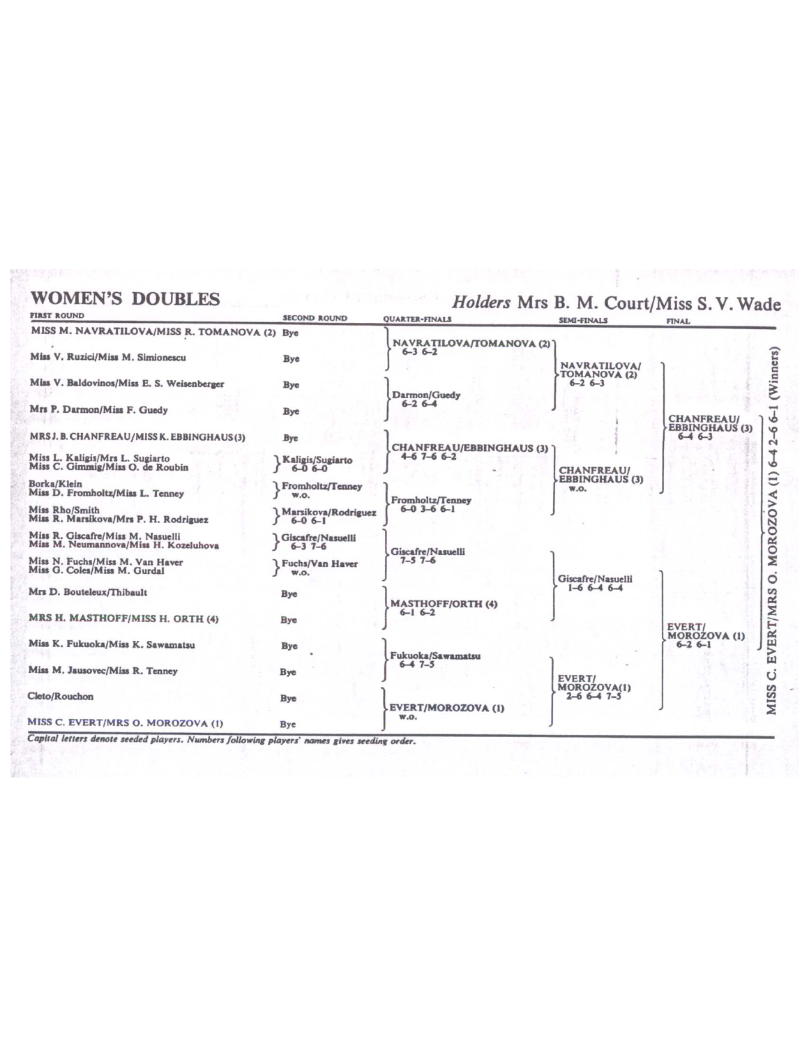## WOMEN'S DOUBLES

*Holders* Mrs B. M. Court/Miss S. V. Wade

| FIRST ROUND | SECOND ROUND | QUARTER-FINALS | SEMI-FINALS | FINAL | |
|---|---|---|---|---|---|
| MISS M. NAVRATILOVA/MISS R. TOMANOVA (2) | Bye | NAVRATILOVA/TOMANOVA (2) 6–3 6–2 | NAVRATILOVA/TOMANOVA (2) 6–2 6–3 | CHANFREAU/EBBINGHAUS (3) 6–4 6–3 | MISS C. EVERT/MRS O. MOROZOVA (1) 6–4 2–6 6–1 (Winners) |
| Miss V. Ruzici/Miss M. Simionescu | Bye | | | | |
| Miss V. Baldovinos/Miss E. S. Weisenberger | Bye | Darmon/Guedy 6–2 6–4 | | | |
| Mrs P. Darmon/Miss F. Guedy | Bye | | | | |
| MRS J. B. CHANFREAU/MISS K. EBBINGHAUS (3) | Bye | CHANFREAU/EBBINGHAUS (3) 4–6 7–6 6–2 | CHANFREAU/EBBINGHAUS (3) w.o. | | |
| Miss L. Kaligis/Mrs L. Sugiarto<br>Miss C. Gimmig/Miss O. de Roubin | Kaligis/Sugiarto 6–0 6–0 | | | | |
| Borka/Klein<br>Miss D. Fromholtz/Miss L. Tenney | Fromholtz/Tenney w.o. | Fromholtz/Tenney 6–0 3–6 6–1 | | | |
| Miss Rho/Smith<br>Miss R. Marsikova/Mrs P. H. Rodriguez | Marsikova/Rodriguez 6–0 6–1 | | | | |
| Miss R. Giscafre/Miss M. Nasuelli<br>Miss M. Neumannova/Miss H. Kozeluhova | Giscafre/Nasuelli 6–3 7–6 | Giscafre/Nasuelli 7–5 7–6 | Giscafre/Nasuelli 1–6 6–4 6–4 | EVERT/MOROZOVA (1) 6–2 6–1 | |
| Miss N. Fuchs/Miss M. Van Haver<br>Miss G. Coles/Miss M. Gurdal | Fuchs/Van Haver w.o. | | | | |
| Mrs D. Bouteleux/Thibault | Bye | MASTHOFF/ORTH (4) 6–1 6–2 | | | |
| MRS H. MASTHOFF/MISS H. ORTH (4) | Bye | | | | |
| Miss K. Fukuoka/Miss K. Sawamatsu | Bye | Fukuoka/Sawamatsu 6–4 7–5 | EVERT/MOROZOVA (1) 2–6 6–4 7–5 | | |
| Miss M. Jausovec/Miss R. Tenney | Bye | | | | |
| Cleto/Rouchon | Bye | EVERT/MOROZOVA (1) w.o. | | | |
| MISS C. EVERT/MRS O. MOROZOVA (1) | Bye | | | | |

*Capital letters denote seeded players. Numbers following players' names gives seeding order.*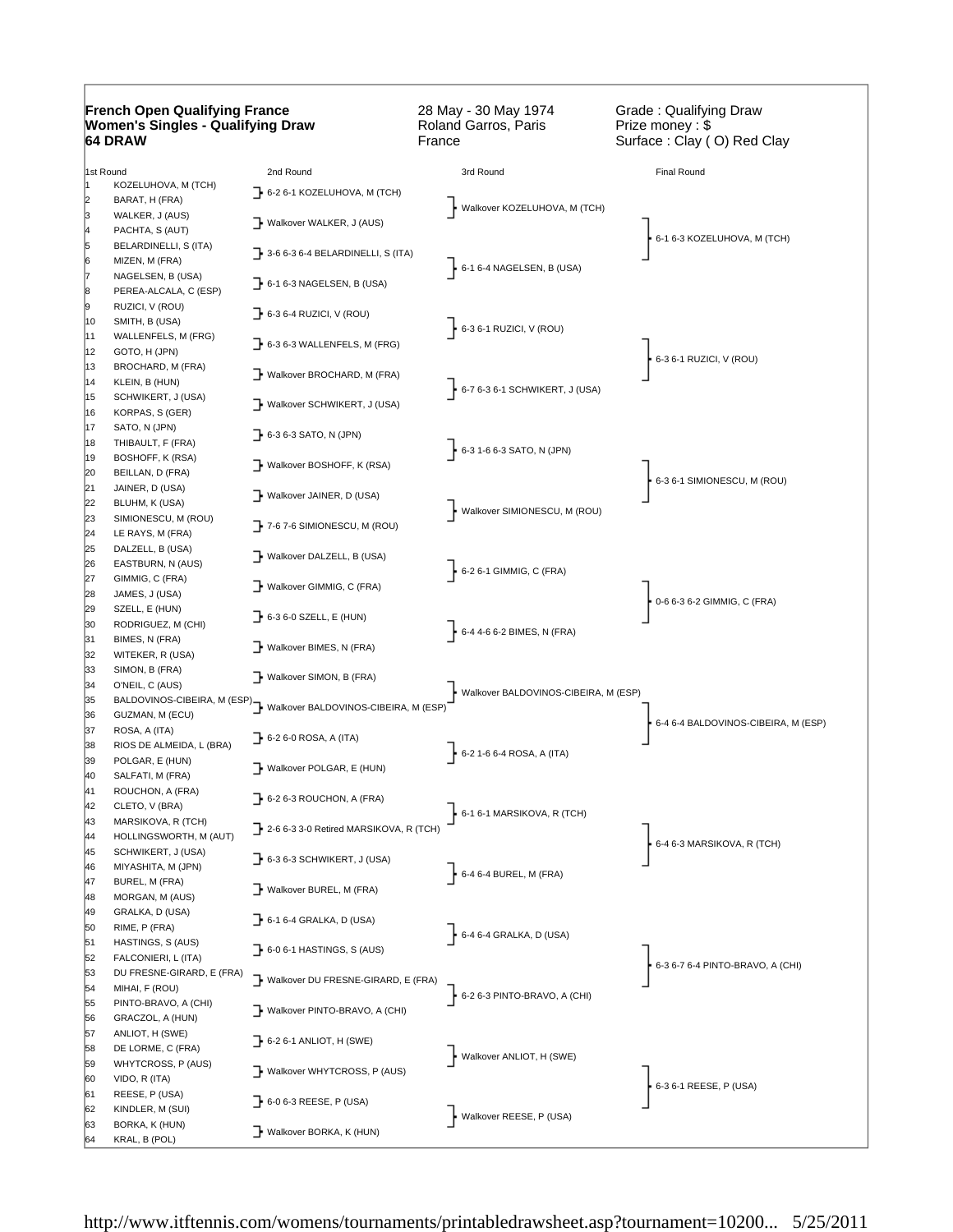**French Open Qualifying France**
**Women's Singles - Qualifying Draw**
**64 DRAW**

28 May - 30 May 1974
Roland Garros, Paris
France

Grade : Qualifying Draw
Prize money : $
Surface : Clay ( O) Red Clay

| # | 1st Round | 2nd Round | 3rd Round | Final Round |
|---|---|---|---|---|
| 1 | KOZELUHOVA, M (TCH) | 6-2 6-1 KOZELUHOVA, M (TCH) | Walkover KOZELUHOVA, M (TCH) | 6-1 6-3 KOZELUHOVA, M (TCH) |
| 2 | BARAT, H (FRA) | | | |
| 3 | WALKER, J (AUS) | Walkover WALKER, J (AUS) | | |
| 4 | PACHTA, S (AUT) | | | |
| 5 | BELARDINELLI, S (ITA) | 3-6 6-3 6-4 BELARDINELLI, S (ITA) | 6-1 6-4 NAGELSEN, B (USA) | |
| 6 | MIZEN, M (FRA) | | | |
| 7 | NAGELSEN, B (USA) | 6-1 6-3 NAGELSEN, B (USA) | | |
| 8 | PEREA-ALCALA, C (ESP) | | | |
| 9 | RUZICI, V (ROU) | 6-3 6-4 RUZICI, V (ROU) | 6-3 6-1 RUZICI, V (ROU) | 6-3 6-1 RUZICI, V (ROU) |
| 10 | SMITH, B (USA) | | | |
| 11 | WALLENFELS, M (FRG) | 6-3 6-3 WALLENFELS, M (FRG) | | |
| 12 | GOTO, H (JPN) | | | |
| 13 | BROCHARD, M (FRA) | Walkover BROCHARD, M (FRA) | 6-7 6-3 6-1 SCHWIKERT, J (USA) | |
| 14 | KLEIN, B (HUN) | | | |
| 15 | SCHWIKERT, J (USA) | Walkover SCHWIKERT, J (USA) | | |
| 16 | KORPAS, S (GER) | | | |
| 17 | SATO, N (JPN) | 6-3 6-3 SATO, N (JPN) | 6-3 1-6 6-3 SATO, N (JPN) | 6-3 6-1 SIMIONESCU, M (ROU) |
| 18 | THIBAULT, F (FRA) | | | |
| 19 | BOSHOFF, K (RSA) | Walkover BOSHOFF, K (RSA) | | |
| 20 | BEILLAN, D (FRA) | | | |
| 21 | JAINER, D (USA) | Walkover JAINER, D (USA) | Walkover SIMIONESCU, M (ROU) | |
| 22 | BLUHM, K (USA) | | | |
| 23 | SIMIONESCU, M (ROU) | 7-6 7-6 SIMIONESCU, M (ROU) | | |
| 24 | LE RAYS, M (FRA) | | | |
| 25 | DALZELL, B (USA) | Walkover DALZELL, B (USA) | 6-2 6-1 GIMMIG, C (FRA) | 0-6 6-3 6-2 GIMMIG, C (FRA) |
| 26 | EASTBURN, N (AUS) | | | |
| 27 | GIMMIG, C (FRA) | Walkover GIMMIG, C (FRA) | | |
| 28 | JAMES, J (USA) | | | |
| 29 | SZELL, E (HUN) | 6-3 6-0 SZELL, E (HUN) | 6-4 4-6 6-2 BIMES, N (FRA) | |
| 30 | RODRIGUEZ, M (CHI) | | | |
| 31 | BIMES, N (FRA) | Walkover BIMES, N (FRA) | | |
| 32 | WITEKER, R (USA) | | | |
| 33 | SIMON, B (FRA) | Walkover SIMON, B (FRA) | Walkover BALDOVINOS-CIBEIRA, M (ESP) | 6-4 6-4 BALDOVINOS-CIBEIRA, M (ESP) |
| 34 | O'NEIL, C (AUS) | | | |
| 35 | BALDOVINOS-CIBEIRA, M (ESP) | Walkover BALDOVINOS-CIBEIRA, M (ESP) | | |
| 36 | GUZMAN, M (ECU) | | | |
| 37 | ROSA, A (ITA) | 6-2 6-0 ROSA, A (ITA) | 6-2 1-6 6-4 ROSA, A (ITA) | |
| 38 | RIOS DE ALMEIDA, L (BRA) | | | |
| 39 | POLGAR, E (HUN) | Walkover POLGAR, E (HUN) | | |
| 40 | SALFATI, M (FRA) | | | |
| 41 | ROUCHON, A (FRA) | 6-2 6-3 ROUCHON, A (FRA) | 6-1 6-1 MARSIKOVA, R (TCH) | 6-4 6-3 MARSIKOVA, R (TCH) |
| 42 | CLETO, V (BRA) | | | |
| 43 | MARSIKOVA, R (TCH) | 2-6 6-3 3-0 Retired MARSIKOVA, R (TCH) | | |
| 44 | HOLLINGSWORTH, M (AUT) | | | |
| 45 | SCHWIKERT, J (USA) | 6-3 6-3 SCHWIKERT, J (USA) | 6-4 6-4 BUREL, M (FRA) | |
| 46 | MIYASHITA, M (JPN) | | | |
| 47 | BUREL, M (FRA) | Walkover BUREL, M (FRA) | | |
| 48 | MORGAN, M (AUS) | | | |
| 49 | GRALKA, D (USA) | 6-1 6-4 GRALKA, D (USA) | 6-4 6-4 GRALKA, D (USA) | 6-3 6-7 6-4 PINTO-BRAVO, A (CHI) |
| 50 | RIME, P (FRA) | | | |
| 51 | HASTINGS, S (AUS) | 6-0 6-1 HASTINGS, S (AUS) | | |
| 52 | FALCONIERI, L (ITA) | | | |
| 53 | DU FRESNE-GIRARD, E (FRA) | Walkover DU FRESNE-GIRARD, E (FRA) | 6-2 6-3 PINTO-BRAVO, A (CHI) | |
| 54 | MIHAI, F (ROU) | | | |
| 55 | PINTO-BRAVO, A (CHI) | Walkover PINTO-BRAVO, A (CHI) | | |
| 56 | GRACZOL, A (HUN) | | | |
| 57 | ANLIOT, H (SWE) | 6-2 6-1 ANLIOT, H (SWE) | Walkover ANLIOT, H (SWE) | 6-3 6-1 REESE, P (USA) |
| 58 | DE LORME, C (FRA) | | | |
| 59 | WHYTCROSS, P (AUS) | Walkover WHYTCROSS, P (AUS) | | |
| 60 | VIDO, R (ITA) | | | |
| 61 | REESE, P (USA) | 6-0 6-3 REESE, P (USA) | Walkover REESE, P (USA) | |
| 62 | KINDLER, M (SUI) | | | |
| 63 | BORKA, K (HUN) | Walkover BORKA, K (HUN) | | |
| 64 | KRAL, B (POL) | | | |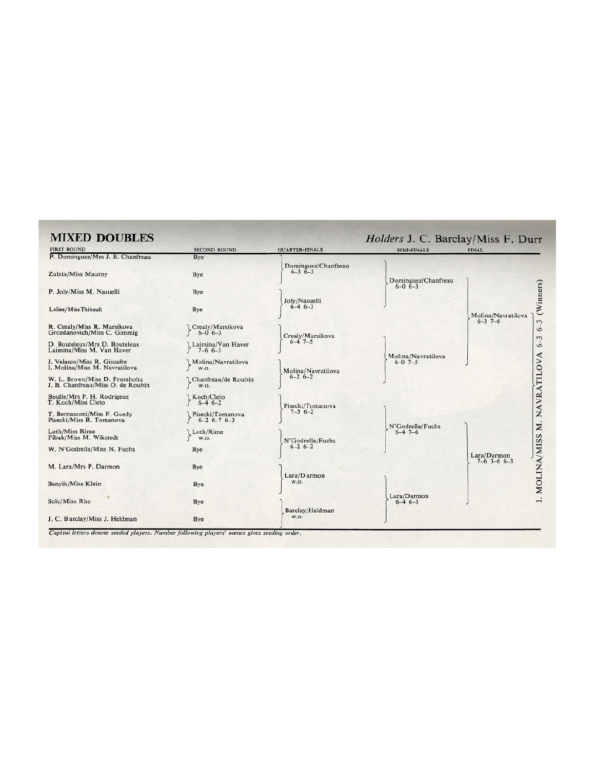## MIXED DOUBLES

*Holders* J. C. Barclay/Miss F. Durr

| FIRST ROUND | SECOND ROUND | QUARTER-FINALS | SEMI-FINALS | FINAL |
| --- | --- | --- | --- | --- |
| P. Dominguez/Mrs J. B. Chanfreau | Bye | | | |
| Zuleta/Miss Mauroy | Bye | Dominguez/Chanfreau 6–3 6–3 | | |
| P. Joly/Miss M. Nasuelli | Bye | | Dominguez/Chanfreau 6–0 6–3 | |
| Loliee/Miss Thibault | Bye | Joly/Nasuelli 6–4 6–3 | | |
| R. Crealy/Miss R. Marsikova | Crealy/Marsikova 6–0 6–3 | | | Molina/Navratilova 6–3 7–6 |
| Grozdanovich/Miss C. Gimmig | | Crealy/Marsikova 6–4 7–5 | | |
| D. Bouteleux/Mrs D. Bouteleux | Laimina/Van Haver 7–6 6–3 | | | |
| Laimina/Miss M. Van Haver | | | | |
| J. Velasco/Miss R. Giscafre | Molina/Navratilova w.o. | | Molina/Navratilova 6–0 7–5 | |
| I. Molina/Miss M. Navratilova | | Molina/Navratilova 6–2 6–2 | | |
| W. L. Brown/Miss D. Fromholtz | Chanfreau/de Roubin w.o. | | | |
| J. B. Chanfreau/Miss O. de Roubin | | | | |
| Boulle/Mrs P. H. Rodrigeuz | Koch/Cleto 6–4 6–2 | | | |
| T. Koch/Miss Cleto | | Pisecki/Tomanova 7–5 6–2 | | |
| T. Bernasconi/Miss F. Guedy | Pisecki/Tomanova 6–2 6–7 6–3 | | | |
| Pisecki/Miss R. Tomanova | | | N'Godrella/Fuchs 6–4 7–6 | |
| Loth/Miss Rime | Loth/Rime w.o. | | | |
| Fibak/Miss M. Wikstedt | | N'Godrella/Fuchs 6–2 6–2 | | |
| W. N'Godrella/Miss N. Fuchs | Bye | | | Lara/Darmon 7–6 3–6 6–3 |
| M. Lara/Mrs P. Darmon | Bye | | | |
| Benyik/Miss Klein | Bye | Lara/Darmon w.o. | | |
| Solc/Miss Rho | Bye | | Lara/Darmon 6–4 6–3 | |
| J. C. Barclay/Miss J. Heldman | Bye | Barclay/Heldman w.o. | | |

**I. MOLINA/MISS M. NAVRATILOVA 6–3 6–3 (Winners)**

*Capital letters denote seeded players. Number following players' names gives seeding order.*